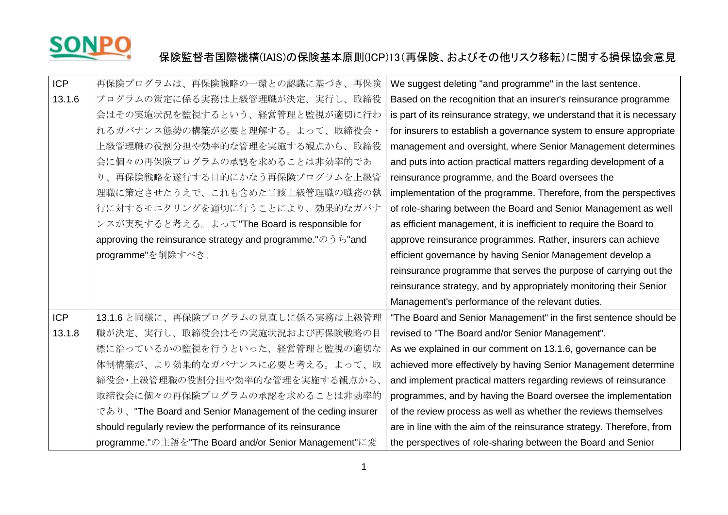SONPO

# 保険監督者国際機構(IAIS)の保険基本原則(ICP)13(再保険、およびその他リスク移転)に関する損保協会意見

| | | |
|---|---|---|
| ICP 13.1.6 | 再保険プログラムは、再保険戦略の一環との認識に基づき、再保険プログラムの策定に係る実務は上級管理職が決定、実行し、取締役会はその実施状況を監視するという、経営管理と監視が適切に行われるガバナンス態勢の構築が必要と理解する。よって、取締役会・上級管理職の役割分担や効率的な管理を実施する観点から、取締役会に個々の再保険プログラムの承認を求めることは非効率的であり、再保険戦略を遂行する目的にかなう再保険プログラムを上級管理職に策定させたうえで、これも含めた当該上級管理職の職務の執行に対するモニタリングを適切に行うことにより、効果的なガバナンスが実現すると考える。よって"The Board is responsible for approving the reinsurance strategy and programme."のうち"and programme"を削除すべき。 | We suggest deleting "and programme" in the last sentence. Based on the recognition that an insurer's reinsurance programme is part of its reinsurance strategy, we understand that it is necessary for insurers to establish a governance system to ensure appropriate management and oversight, where Senior Management determines and puts into action practical matters regarding development of a reinsurance programme, and the Board oversees the implementation of the programme. Therefore, from the perspectives of role-sharing between the Board and Senior Management as well as efficient management, it is inefficient to require the Board to approve reinsurance programmes. Rather, insurers can achieve efficient governance by having Senior Management develop a reinsurance programme that serves the purpose of carrying out the reinsurance strategy, and by appropriately monitoring their Senior Management's performance of the relevant duties. |
| ICP 13.1.8 | 13.1.6 と同様に、再保険プログラムの見直しに係る実務は上級管理職が決定、実行し、取締役会はその実施状況および再保険戦略の目標に沿っているかの監視を行うといった、経営管理と監視の適切な体制構築が、より効果的なガバナンスに必要と考える。よって、取締役会・上級管理職の役割分担や効率的な管理を実施する観点から、取締役会に個々の再保険プログラムの承認を求めることは非効率的であり、"The Board and Senior Management of the ceding insurer should regularly review the performance of its reinsurance programme."の主語を"The Board and/or Senior Management"に変 | "The Board and Senior Management" in the first sentence should be revised to "The Board and/or Senior Management". As we explained in our comment on 13.1.6, governance can be achieved more effectively by having Senior Management determine and implement practical matters regarding reviews of reinsurance programmes, and by having the Board oversee the implementation of the review process as well as whether the reviews themselves are in line with the aim of the reinsurance strategy. Therefore, from the perspectives of role-sharing between the Board and Senior |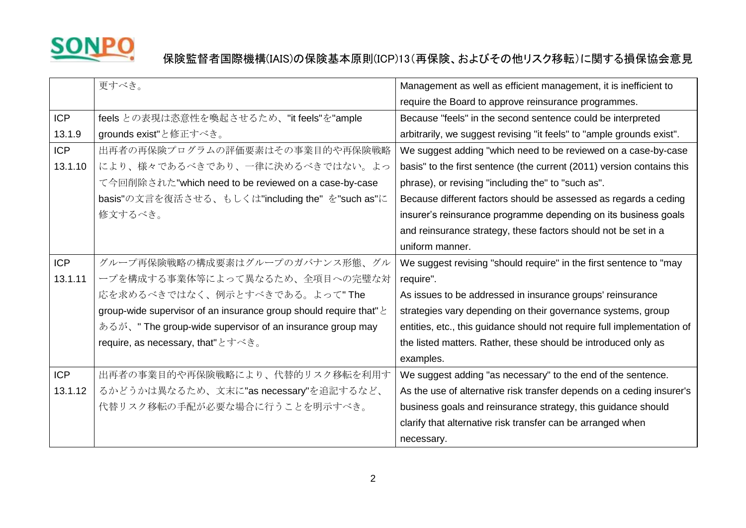|  |  |  |
|---|---|---|
|  | 更すべき。 | Management as well as efficient management, it is inefficient to require the Board to approve reinsurance programmes. |
| ICP 13.1.9 | feels との表現は恣意性を喚起させるため、"it feels"を"ample grounds exist"と修正すべき。 | Because "feels" in the second sentence could be interpreted arbitrarily, we suggest revising "it feels" to "ample grounds exist". |
| ICP 13.1.10 | 出再者の再保険プログラムの評価要素はその事業目的や再保険戦略により、様々であるべきであり、一律に決めるべきではない。よって今回削除された"which need to be reviewed on a case-by-case basis"の文言を復活させる、もしくは"including the" を"such as"に修文するべき。 | We suggest adding "which need to be reviewed on a case-by-case basis" to the first sentence (the current (2011) version contains this phrase), or revising "including the" to "such as".<br>Because different factors should be assessed as regards a ceding insurer's reinsurance programme depending on its business goals and reinsurance strategy, these factors should not be set in a uniform manner. |
| ICP 13.1.11 | グループ再保険戦略の構成要素はグループのガバナンス形態、グループを構成する事業体等によって異なるため、全項目への完璧な対応を求めるべきではなく、例示とすべきである。よって" The group-wide supervisor of an insurance group should require that"とあるが、" The group-wide supervisor of an insurance group may require, as necessary, that"とすべき。 | We suggest revising "should require" in the first sentence to "may require".<br>As issues to be addressed in insurance groups' reinsurance strategies vary depending on their governance systems, group entities, etc., this guidance should not require full implementation of the listed matters. Rather, these should be introduced only as examples. |
| ICP 13.1.12 | 出再者の事業目的や再保険戦略により、代替的リスク移転を利用するかどうかは異なるため、文末に"as necessary"を追記するなど、代替リスク移転の手配が必要な場合に行うことを明示すべき。 | We suggest adding "as necessary" to the end of the sentence.<br>As the use of alternative risk transfer depends on a ceding insurer's business goals and reinsurance strategy, this guidance should clarify that alternative risk transfer can be arranged when necessary. |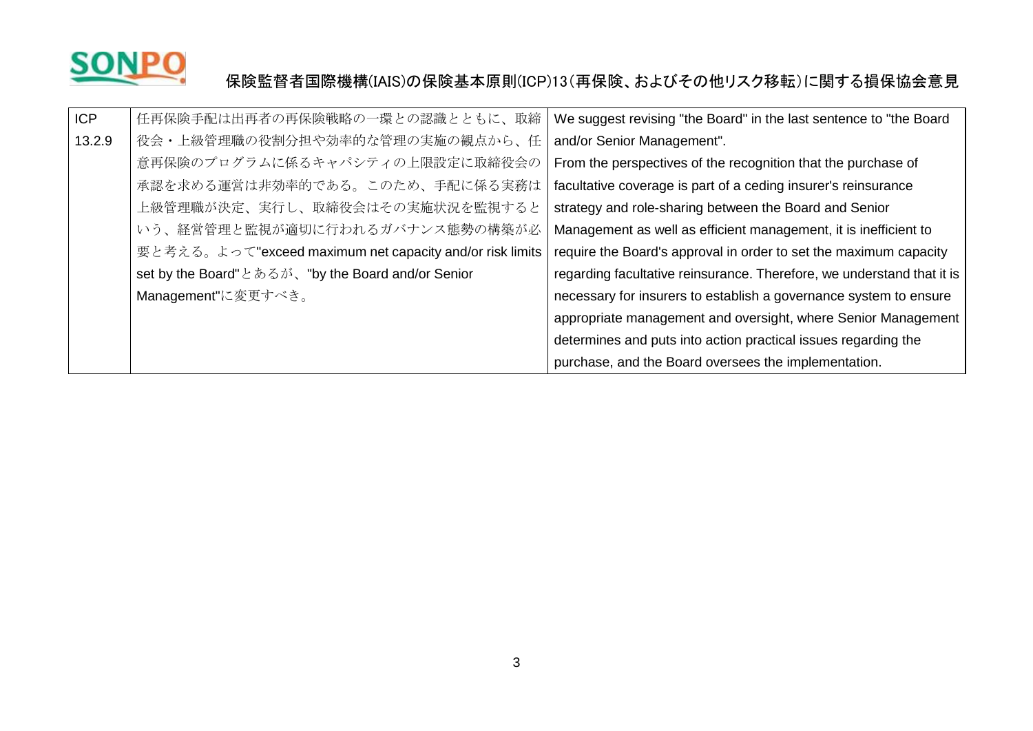| | | |
|---|---|---|
| ICP 13.2.9 | 任再保険手配は出再者の再保険戦略の一環との認識とともに、取締役会・上級管理職の役割分担や効率的な管理の実施の観点から、任意再保険のプログラムに係るキャパシティの上限設定に取締役会の承認を求める運営は非効率的である。このため、手配に係る実務は上級管理職が決定、実行し、取締役会はその実施状況を監視するという、経営管理と監視が適切に行われるガバナンス態勢の構築が必要と考える。よって"exceed maximum net capacity and/or risk limits set by the Board"とあるが、"by the Board and/or Senior Management"に変更すべき。 | We suggest revising "the Board" in the last sentence to "the Board and/or Senior Management". From the perspectives of the recognition that the purchase of facultative coverage is part of a ceding insurer's reinsurance strategy and role-sharing between the Board and Senior Management as well as efficient management, it is inefficient to require the Board's approval in order to set the maximum capacity regarding facultative reinsurance. Therefore, we understand that it is necessary for insurers to establish a governance system to ensure appropriate management and oversight, where Senior Management determines and puts into action practical issues regarding the purchase, and the Board oversees the implementation. |